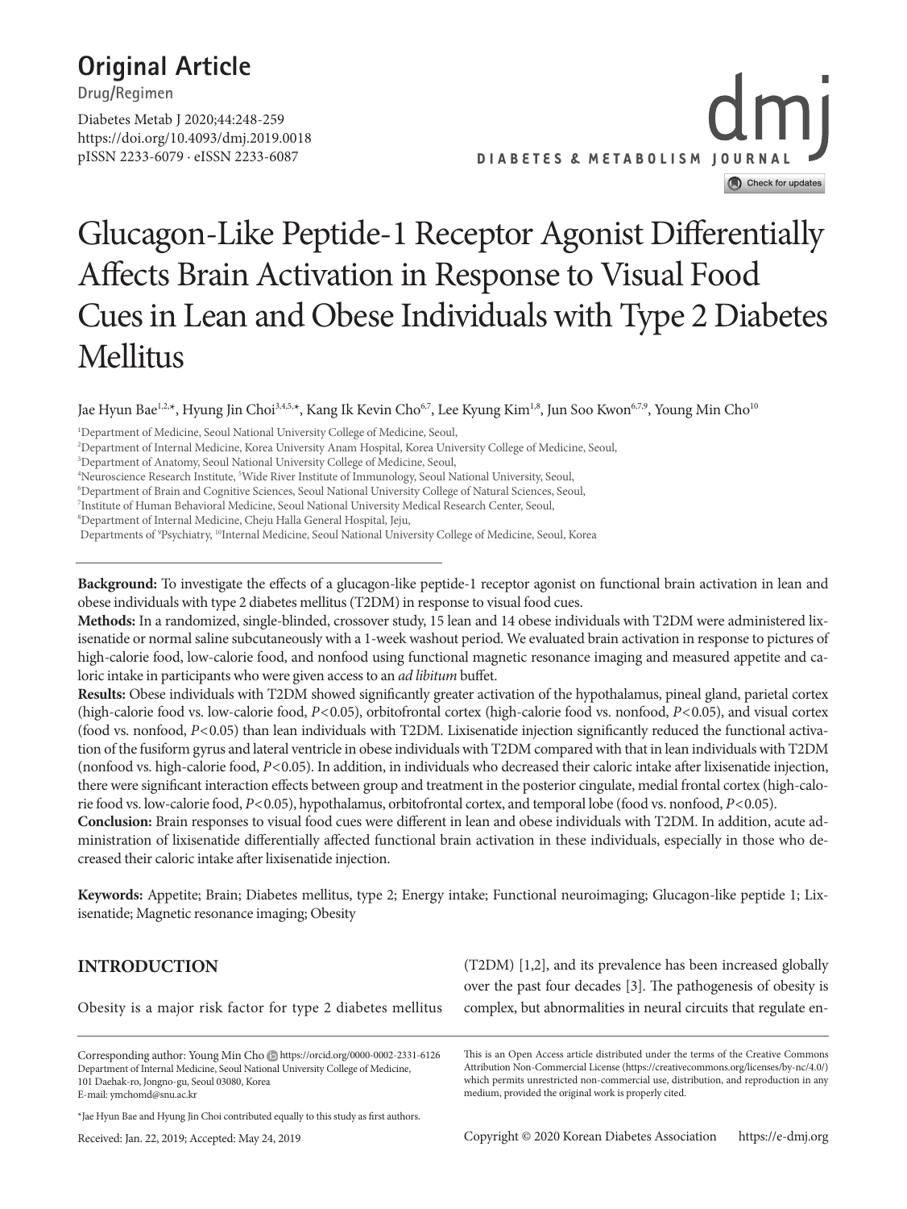# Original Article

Drug/Regimen

Diabetes Metab J 2020;44:248-259
https://doi.org/10.4093/dmj.2019.0018
pISSN 2233-6079 · eISSN 2233-6087

# Glucagon-Like Peptide-1 Receptor Agonist Differentially Affects Brain Activation in Response to Visual Food Cues in Lean and Obese Individuals with Type 2 Diabetes Mellitus

Jae Hyun Bae[1,2,*], Hyung Jin Choi[3,4,5,*], Kang Ik Kevin Cho[6,7], Lee Kyung Kim[1,8], Jun Soo Kwon[6,7,9], Young Min Cho[10]

[1]Department of Medicine, Seoul National University College of Medicine, Seoul,
[2]Department of Internal Medicine, Korea University Anam Hospital, Korea University College of Medicine, Seoul,
[3]Department of Anatomy, Seoul National University College of Medicine, Seoul,
[4]Neuroscience Research Institute, [5]Wide River Institute of Immunology, Seoul National University, Seoul,
[6]Department of Brain and Cognitive Sciences, Seoul National University College of Natural Sciences, Seoul,
[7]Institute of Human Behavioral Medicine, Seoul National University Medical Research Center, Seoul,
[8]Department of Internal Medicine, Cheju Halla General Hospital, Jeju,
Departments of [9]Psychiatry, [10]Internal Medicine, Seoul National University College of Medicine, Seoul, Korea

**Background:** To investigate the effects of a glucagon-like peptide-1 receptor agonist on functional brain activation in lean and obese individuals with type 2 diabetes mellitus (T2DM) in response to visual food cues.

**Methods:** In a randomized, single-blinded, crossover study, 15 lean and 14 obese individuals with T2DM were administered lixisenatide or normal saline subcutaneously with a 1-week washout period. We evaluated brain activation in response to pictures of high-calorie food, low-calorie food, and nonfood using functional magnetic resonance imaging and measured appetite and caloric intake in participants who were given access to an *ad libitum* buffet.

**Results:** Obese individuals with T2DM showed significantly greater activation of the hypothalamus, pineal gland, parietal cortex (high-calorie food vs. low-calorie food, $P<0.05$), orbitofrontal cortex (high-calorie food vs. nonfood, $P<0.05$), and visual cortex (food vs. nonfood, $P<0.05$) than lean individuals with T2DM. Lixisenatide injection significantly reduced the functional activation of the fusiform gyrus and lateral ventricle in obese individuals with T2DM compared with that in lean individuals with T2DM (nonfood vs. high-calorie food, $P<0.05$). In addition, in individuals who decreased their caloric intake after lixisenatide injection, there were significant interaction effects between group and treatment in the posterior cingulate, medial frontal cortex (high-calorie food vs. low-calorie food, $P<0.05$), hypothalamus, orbitofrontal cortex, and temporal lobe (food vs. nonfood, $P<0.05$).

**Conclusion:** Brain responses to visual food cues were different in lean and obese individuals with T2DM. In addition, acute administration of lixisenatide differentially affected functional brain activation in these individuals, especially in those who decreased their caloric intake after lixisenatide injection.

**Keywords:** Appetite; Brain; Diabetes mellitus, type 2; Energy intake; Functional neuroimaging; Glucagon-like peptide 1; Lixisenatide; Magnetic resonance imaging; Obesity

## INTRODUCTION

Obesity is a major risk factor for type 2 diabetes mellitus (T2DM) [1,2], and its prevalence has been increased globally over the past four decades [3]. The pathogenesis of obesity is complex, but abnormalities in neural circuits that regulate en-

Corresponding author: Young Min Cho https://orcid.org/0000-0002-2331-6126
Department of Internal Medicine, Seoul National University College of Medicine, 101 Daehak-ro, Jongno-gu, Seoul 03080, Korea
E-mail: ymchomd@snu.ac.kr

*Jae Hyun Bae and Hyung Jin Choi contributed equally to this study as first authors.

Received: Jan. 22, 2019; Accepted: May 24, 2019

This is an Open Access article distributed under the terms of the Creative Commons Attribution Non-Commercial License (https://creativecommons.org/licenses/by-nc/4.0/) which permits unrestricted non-commercial use, distribution, and reproduction in any medium, provided the original work is properly cited.

Copyright © 2020 Korean Diabetes Association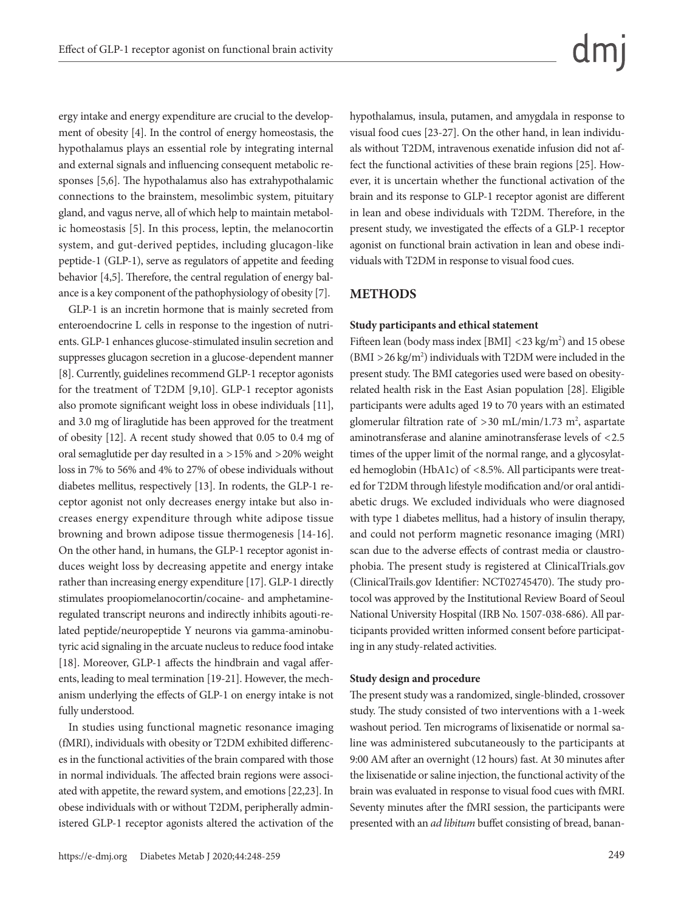ergy intake and energy expenditure are crucial to the development of obesity [4]. In the control of energy homeostasis, the hypothalamus plays an essential role by integrating internal and external signals and influencing consequent metabolic responses [5,6]. The hypothalamus also has extrahypothalamic connections to the brainstem, mesolimbic system, pituitary gland, and vagus nerve, all of which help to maintain metabolic homeostasis [5]. In this process, leptin, the melanocortin system, and gut-derived peptides, including glucagon-like peptide-1 (GLP-1), serve as regulators of appetite and feeding behavior [4,5]. Therefore, the central regulation of energy balance is a key component of the pathophysiology of obesity [7].

GLP-1 is an incretin hormone that is mainly secreted from enteroendocrine L cells in response to the ingestion of nutrients. GLP-1 enhances glucose-stimulated insulin secretion and suppresses glucagon secretion in a glucose-dependent manner [8]. Currently, guidelines recommend GLP-1 receptor agonists for the treatment of T2DM [9,10]. GLP-1 receptor agonists also promote significant weight loss in obese individuals [11], and 3.0 mg of liraglutide has been approved for the treatment of obesity [12]. A recent study showed that 0.05 to 0.4 mg of oral semaglutide per day resulted in a >15% and >20% weight loss in 7% to 56% and 4% to 27% of obese individuals without diabetes mellitus, respectively [13]. In rodents, the GLP-1 receptor agonist not only decreases energy intake but also increases energy expenditure through white adipose tissue browning and brown adipose tissue thermogenesis [14-16]. On the other hand, in humans, the GLP-1 receptor agonist induces weight loss by decreasing appetite and energy intake rather than increasing energy expenditure [17]. GLP-1 directly stimulates proopiomelanocortin/cocaine- and amphetamine-regulated transcript neurons and indirectly inhibits agouti-related peptide/neuropeptide Y neurons via gamma-aminobutyric acid signaling in the arcuate nucleus to reduce food intake [18]. Moreover, GLP-1 affects the hindbrain and vagal afferents, leading to meal termination [19-21]. However, the mechanism underlying the effects of GLP-1 on energy intake is not fully understood.

In studies using functional magnetic resonance imaging (fMRI), individuals with obesity or T2DM exhibited differences in the functional activities of the brain compared with those in normal individuals. The affected brain regions were associated with appetite, the reward system, and emotions [22,23]. In obese individuals with or without T2DM, peripherally administered GLP-1 receptor agonists altered the activation of the hypothalamus, insula, putamen, and amygdala in response to visual food cues [23-27]. On the other hand, in lean individuals without T2DM, intravenous exenatide infusion did not affect the functional activities of these brain regions [25]. However, it is uncertain whether the functional activation of the brain and its response to GLP-1 receptor agonist are different in lean and obese individuals with T2DM. Therefore, in the present study, we investigated the effects of a GLP-1 receptor agonist on functional brain activation in lean and obese individuals with T2DM in response to visual food cues.

## METHODS

### Study participants and ethical statement

Fifteen lean (body mass index [BMI] <23 kg/m$^2$) and 15 obese (BMI >26 kg/m$^2$) individuals with T2DM were included in the present study. The BMI categories used were based on obesity-related health risk in the East Asian population [28]. Eligible participants were adults aged 19 to 70 years with an estimated glomerular filtration rate of >30 mL/min/1.73 m$^2$, aspartate aminotransferase and alanine aminotransferase levels of <2.5 times of the upper limit of the normal range, and a glycosylated hemoglobin (HbA1c) of <8.5%. All participants were treated for T2DM through lifestyle modification and/or oral antidiabetic drugs. We excluded individuals who were diagnosed with type 1 diabetes mellitus, had a history of insulin therapy, and could not perform magnetic resonance imaging (MRI) scan due to the adverse effects of contrast media or claustrophobia. The present study is registered at ClinicalTrials.gov (ClinicalTrails.gov Identifier: NCT02745470). The study protocol was approved by the Institutional Review Board of Seoul National University Hospital (IRB No. 1507-038-686). All participants provided written informed consent before participating in any study-related activities.

### Study design and procedure

The present study was a randomized, single-blinded, crossover study. The study consisted of two interventions with a 1-week washout period. Ten micrograms of lixisenatide or normal saline was administered subcutaneously to the participants at 9:00 AM after an overnight (12 hours) fast. At 30 minutes after the lixisenatide or saline injection, the functional activity of the brain was evaluated in response to visual food cues with fMRI. Seventy minutes after the fMRI session, the participants were presented with an *ad libitum* buffet consisting of bread, banan-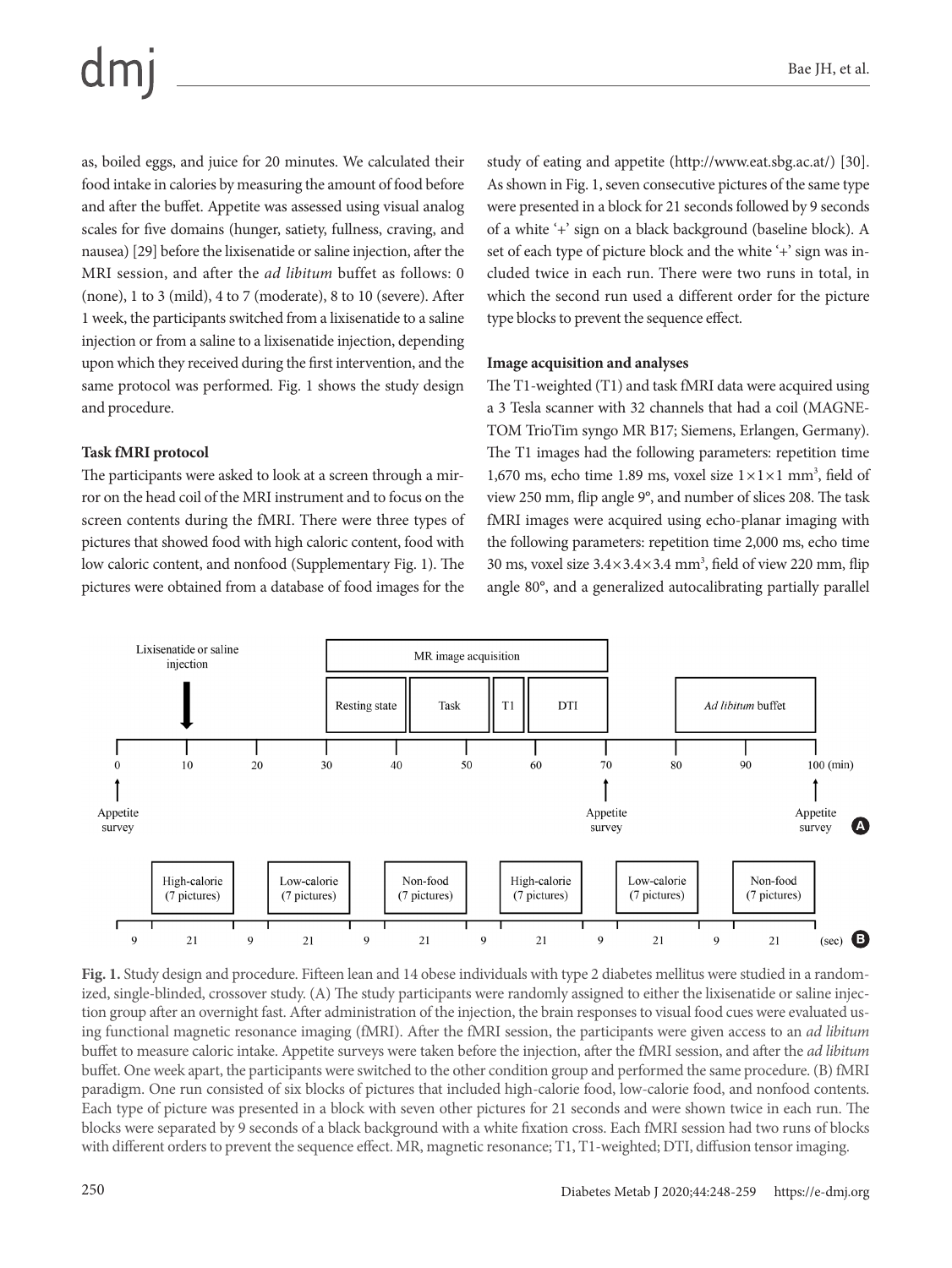as, boiled eggs, and juice for 20 minutes. We calculated their food intake in calories by measuring the amount of food before and after the buffet. Appetite was assessed using visual analog scales for five domains (hunger, satiety, fullness, craving, and nausea) [29] before the lixisenatide or saline injection, after the MRI session, and after the *ad libitum* buffet as follows: 0 (none), 1 to 3 (mild), 4 to 7 (moderate), 8 to 10 (severe). After 1 week, the participants switched from a lixisenatide to a saline injection or from a saline to a lixisenatide injection, depending upon which they received during the first intervention, and the same protocol was performed. Fig. 1 shows the study design and procedure.

**Task fMRI protocol**

The participants were asked to look at a screen through a mirror on the head coil of the MRI instrument and to focus on the screen contents during the fMRI. There were three types of pictures that showed food with high caloric content, food with low caloric content, and nonfood (Supplementary Fig. 1). The pictures were obtained from a database of food images for the study of eating and appetite (http://www.eat.sbg.ac.at/) [30]. As shown in Fig. 1, seven consecutive pictures of the same type were presented in a block for 21 seconds followed by 9 seconds of a white '+' sign on a black background (baseline block). A set of each type of picture block and the white '+' sign was included twice in each run. There were two runs in total, in which the second run used a different order for the picture type blocks to prevent the sequence effect.

**Image acquisition and analyses**

The T1-weighted (T1) and task fMRI data were acquired using a 3 Tesla scanner with 32 channels that had a coil (MAGNETOM TrioTim syngo MR B17; Siemens, Erlangen, Germany). The T1 images had the following parameters: repetition time 1,670 ms, echo time 1.89 ms, voxel size $1\times1\times1$ mm$^3$, field of view 250 mm, flip angle 9°, and number of slices 208. The task fMRI images were acquired using echo-planar imaging with the following parameters: repetition time 2,000 ms, echo time 30 ms, voxel size $3.4\times3.4\times3.4$ mm$^3$, field of view 220 mm, flip angle 80°, and a generalized autocalibrating partially parallel

**Fig. 1.** Study design and procedure. Fifteen lean and 14 obese individuals with type 2 diabetes mellitus were studied in a randomized, single-blinded, crossover study. (A) The study participants were randomly assigned to either the lixisenatide or saline injection group after an overnight fast. After administration of the injection, the brain responses to visual food cues were evaluated using functional magnetic resonance imaging (fMRI). After the fMRI session, the participants were given access to an *ad libitum* buffet to measure caloric intake. Appetite surveys were taken before the injection, after the fMRI session, and after the *ad libitum* buffet. One week apart, the participants were switched to the other condition group and performed the same procedure. (B) fMRI paradigm. One run consisted of six blocks of pictures that included high-calorie food, low-calorie food, and nonfood contents. Each type of picture was presented in a block with seven other pictures for 21 seconds and were shown twice in each run. The blocks were separated by 9 seconds of a black background with a white fixation cross. Each fMRI session had two runs of blocks with different orders to prevent the sequence effect. MR, magnetic resonance; T1, T1-weighted; DTI, diffusion tensor imaging.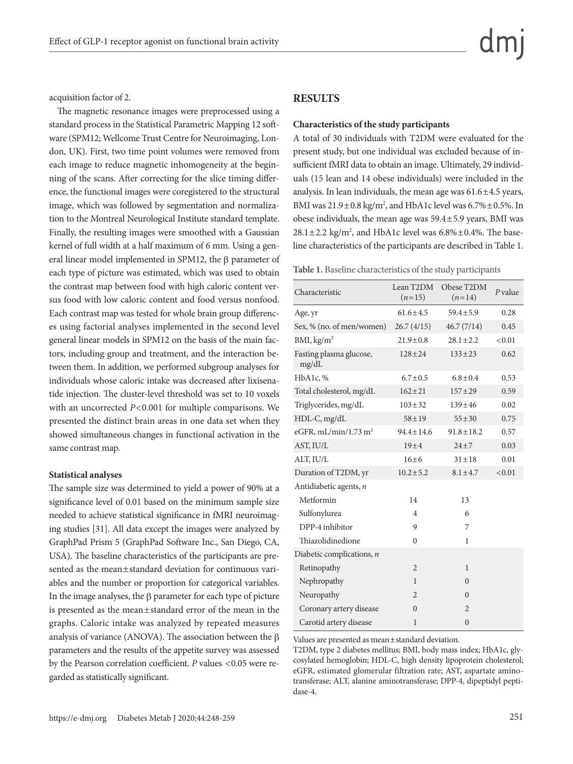acquisition factor of 2.

The magnetic resonance images were preprocessed using a standard process in the Statistical Parametric Mapping 12 software (SPM12; Wellcome Trust Centre for Neuroimaging, London, UK). First, two time point volumes were removed from each image to reduce magnetic inhomogeneity at the beginning of the scans. After correcting for the slice timing difference, the functional images were coregistered to the structural image, which was followed by segmentation and normalization to the Montreal Neurological Institute standard template. Finally, the resulting images were smoothed with a Gaussian kernel of full width at a half maximum of 6 mm. Using a general linear model implemented in SPM12, the β parameter of each type of picture was estimated, which was used to obtain the contrast map between food with high caloric content versus food with low caloric content and food versus nonfood. Each contrast map was tested for whole brain group differences using factorial analyses implemented in the second level general linear models in SPM12 on the basis of the main factors, including group and treatment, and the interaction between them. In addition, we performed subgroup analyses for individuals whose caloric intake was decreased after lixisenatide injection. The cluster-level threshold was set to 10 voxels with an uncorrected $P<0.001$ for multiple comparisons. We presented the distinct brain areas in one data set when they showed simultaneous changes in functional activation in the same contrast map.

**Statistical analyses**

The sample size was determined to yield a power of 90% at a significance level of 0.01 based on the minimum sample size needed to achieve statistical significance in fMRI neuroimaging studies [31]. All data except the images were analyzed by GraphPad Prism 5 (GraphPad Software Inc., San Diego, CA, USA). The baseline characteristics of the participants are presented as the mean±standard deviation for continuous variables and the number or proportion for categorical variables. In the image analyses, the β parameter for each type of picture is presented as the mean±standard error of the mean in the graphs. Caloric intake was analyzed by repeated measures analysis of variance (ANOVA). The association between the β parameters and the results of the appetite survey was assessed by the Pearson correlation coefficient. $P$ values $<0.05$ were regarded as statistically significant.

## RESULTS

**Characteristics of the study participants**

A total of 30 individuals with T2DM were evaluated for the present study, but one individual was excluded because of insufficient fMRI data to obtain an image. Ultimately, 29 individuals (15 lean and 14 obese individuals) were included in the analysis. In lean individuals, the mean age was 61.6±4.5 years, BMI was 21.9±0.8 kg/m$^2$, and HbA1c level was 6.7%±0.5%. In obese individuals, the mean age was 59.4±5.9 years, BMI was 28.1±2.2 kg/m$^2$, and HbA1c level was 6.8%±0.4%. The baseline characteristics of the participants are described in Table 1.

**Table 1.** Baseline characteristics of the study participants

| Characteristic | Lean T2DM ($n$=15) | Obese T2DM ($n$=14) | $P$ value |
|---|---|---|---|
| Age, yr | 61.6±4.5 | 59.4±5.9 | 0.28 |
| Sex, % (no. of men/women) | 26.7 (4/15) | 46.7 (7/14) | 0.45 |
| BMI, kg/m$^2$ | 21.9±0.8 | 28.1±2.2 | <0.01 |
| Fasting plasma glucose, mg/dL | 128±24 | 133±23 | 0.62 |
| HbA1c, % | 6.7±0.5 | 6.8±0.4 | 0.53 |
| Total cholesterol, mg/dL | 162±21 | 157±29 | 0.59 |
| Triglycerides, mg/dL | 103±32 | 139±46 | 0.02 |
| HDL-C, mg/dL | 58±19 | 55±30 | 0.75 |
| eGFR, mL/min/1.73 m$^2$ | 94.4±14.6 | 91.8±18.2 | 0.57 |
| AST, IU/L | 19±4 | 24±7 | 0.03 |
| ALT, IU/L | 16±6 | 31±18 | 0.01 |
| Duration of T2DM, yr | 10.2±5.2 | 8.1±4.7 | <0.01 |
| Antidiabetic agents, $n$ | | | |
| Metformin | 14 | 13 | |
| Sulfonylurea | 4 | 6 | |
| DPP-4 inhibitor | 9 | 7 | |
| Thiazolidinedione | 0 | 1 | |
| Diabetic complications, $n$ | | | |
| Retinopathy | 2 | 1 | |
| Nephropathy | 1 | 0 | |
| Neuropathy | 2 | 0 | |
| Coronary artery disease | 0 | 2 | |
| Carotid artery disease | 1 | 0 | |

Values are presented as mean±standard deviation.

T2DM, type 2 diabetes mellitus; BMI, body mass index; HbA1c, glycosylated hemoglobin; HDL-C, high density lipoprotein cholesterol; eGFR, estimated glomerular filtration rate; AST, aspartate aminotransferase; ALT, alanine aminotransferase; DPP-4, dipeptidyl peptidase-4.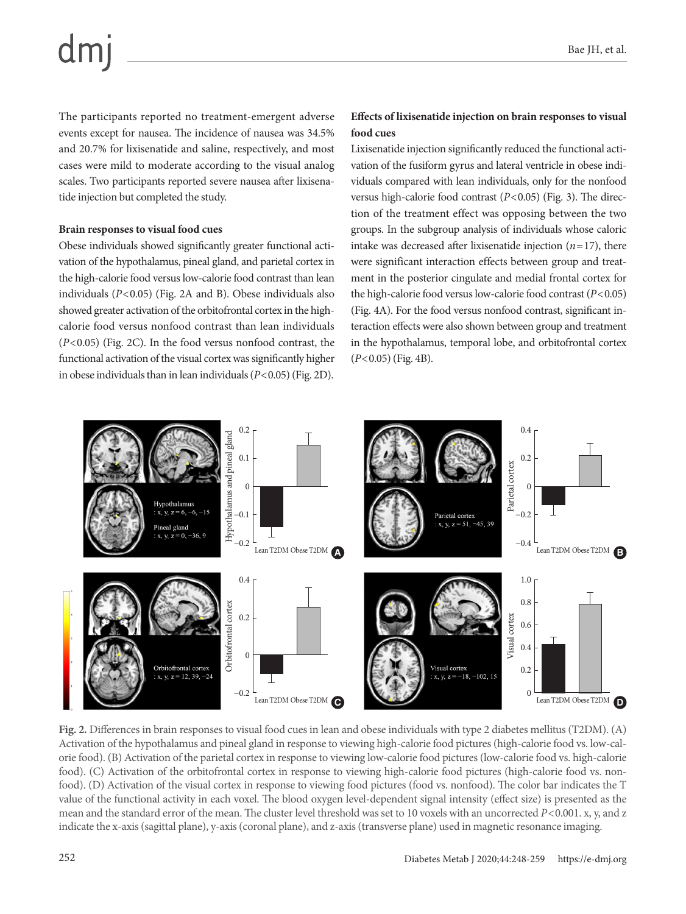The participants reported no treatment-emergent adverse events except for nausea. The incidence of nausea was 34.5% and 20.7% for lixisenatide and saline, respectively, and most cases were mild to moderate according to the visual analog scales. Two participants reported severe nausea after lixisenatide injection but completed the study.

**Brain responses to visual food cues**

Obese individuals showed significantly greater functional activation of the hypothalamus, pineal gland, and parietal cortex in the high-calorie food versus low-calorie food contrast than lean individuals ($P<0.05$) (Fig. 2A and B). Obese individuals also showed greater activation of the orbitofrontal cortex in the high-calorie food versus nonfood contrast than lean individuals ($P<0.05$) (Fig. 2C). In the food versus nonfood contrast, the functional activation of the visual cortex was significantly higher in obese individuals than in lean individuals ($P<0.05$) (Fig. 2D).

**Effects of lixisenatide injection on brain responses to visual food cues**

Lixisenatide injection significantly reduced the functional activation of the fusiform gyrus and lateral ventricle in obese individuals compared with lean individuals, only for the nonfood versus high-calorie food contrast ($P<0.05$) (Fig. 3). The direction of the treatment effect was opposing between the two groups. In the subgroup analysis of individuals whose caloric intake was decreased after lixisenatide injection ($n=17$), there were significant interaction effects between group and treatment in the posterior cingulate and medial frontal cortex for the high-calorie food versus low-calorie food contrast ($P<0.05$) (Fig. 4A). For the food versus nonfood contrast, significant interaction effects were also shown between group and treatment in the hypothalamus, temporal lobe, and orbitofrontal cortex ($P<0.05$) (Fig. 4B).

**Fig. 2.** Differences in brain responses to visual food cues in lean and obese individuals with type 2 diabetes mellitus (T2DM). (A) Activation of the hypothalamus and pineal gland in response to viewing high-calorie food pictures (high-calorie food vs. low-calorie food). (B) Activation of the parietal cortex in response to viewing low-calorie food pictures (low-calorie food vs. high-calorie food). (C) Activation of the orbitofrontal cortex in response to viewing high-calorie food pictures (high-calorie food vs. nonfood). (D) Activation of the visual cortex in response to viewing food pictures (food vs. nonfood). The color bar indicates the T value of the functional activity in each voxel. The blood oxygen level-dependent signal intensity (effect size) is presented as the mean and the standard error of the mean. The cluster level threshold was set to 10 voxels with an uncorrected $P<0.001$. x, y, and z indicate the x-axis (sagittal plane), y-axis (coronal plane), and z-axis (transverse plane) used in magnetic resonance imaging.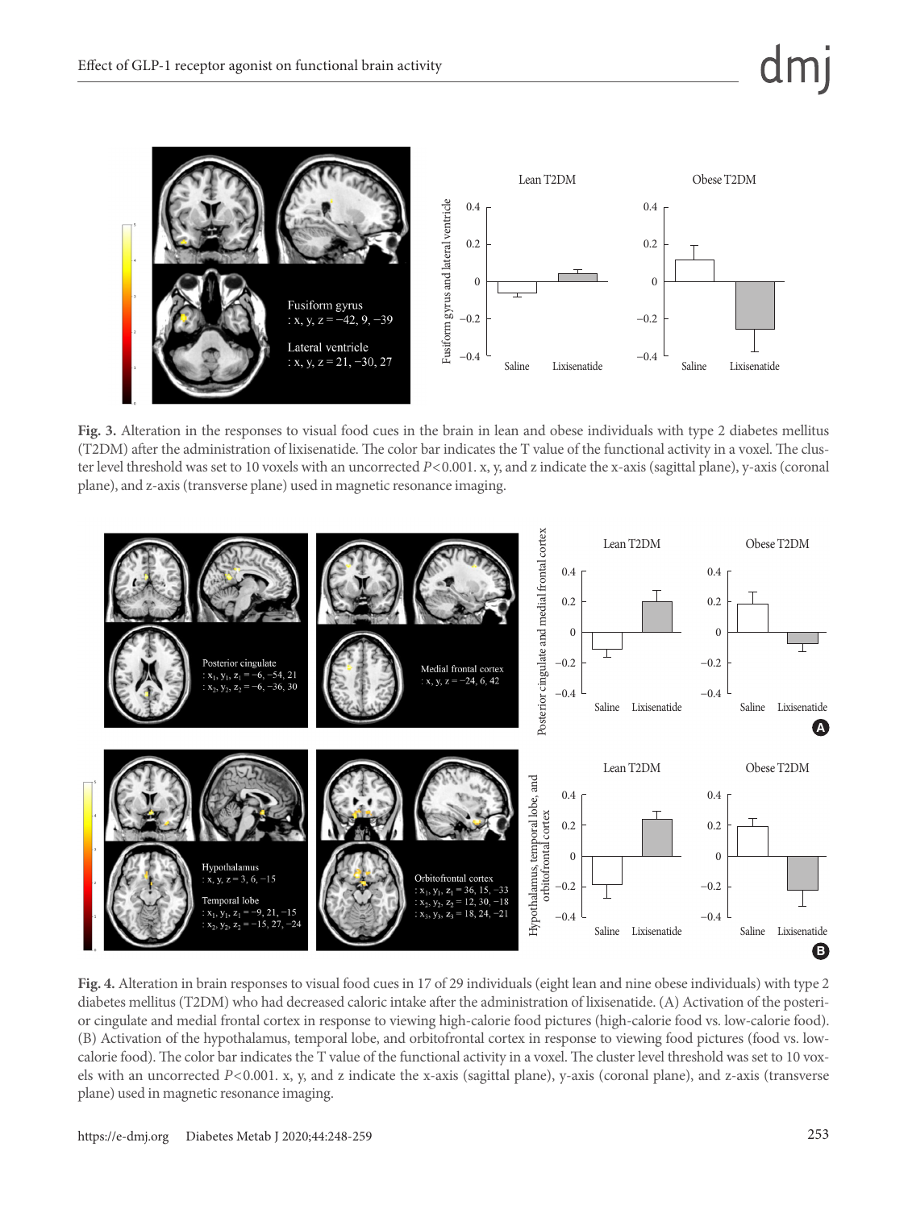**Fig. 3.** Alteration in the responses to visual food cues in the brain in lean and obese individuals with type 2 diabetes mellitus (T2DM) after the administration of lixisenatide. The color bar indicates the T value of the functional activity in a voxel. The cluster level threshold was set to 10 voxels with an uncorrected $P<0.001$. x, y, and z indicate the x-axis (sagittal plane), y-axis (coronal plane), and z-axis (transverse plane) used in magnetic resonance imaging.

**Fig. 4.** Alteration in brain responses to visual food cues in 17 of 29 individuals (eight lean and nine obese individuals) with type 2 diabetes mellitus (T2DM) who had decreased caloric intake after the administration of lixisenatide. (A) Activation of the posterior cingulate and medial frontal cortex in response to viewing high-calorie food pictures (high-calorie food vs. low-calorie food). (B) Activation of the hypothalamus, temporal lobe, and orbitofrontal cortex in response to viewing food pictures (food vs. low-calorie food). The color bar indicates the T value of the functional activity in a voxel. The cluster level threshold was set to 10 voxels with an uncorrected $P<0.001$. x, y, and z indicate the x-axis (sagittal plane), y-axis (coronal plane), and z-axis (transverse plane) used in magnetic resonance imaging.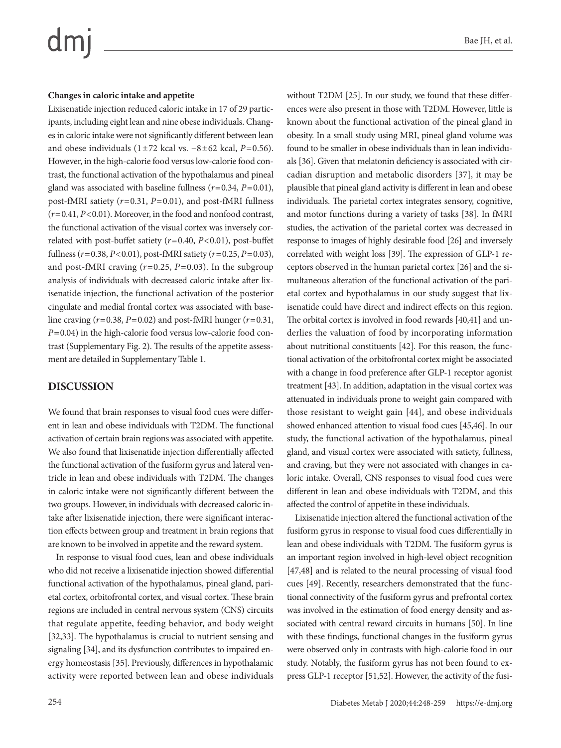**Changes in caloric intake and appetite**

Lixisenatide injection reduced caloric intake in 17 of 29 participants, including eight lean and nine obese individuals. Changes in caloric intake were not significantly different between lean and obese individuals ($1\pm72$ kcal vs. $-8\pm62$ kcal, $P=0.56$). However, in the high-calorie food versus low-calorie food contrast, the functional activation of the hypothalamus and pineal gland was associated with baseline fullness ($r=0.34$, $P=0.01$), post-fMRI satiety ($r=0.31$, $P=0.01$), and post-fMRI fullness ($r=0.41$, $P<0.01$). Moreover, in the food and nonfood contrast, the functional activation of the visual cortex was inversely correlated with post-buffet satiety ($r=0.40$, $P<0.01$), post-buffet fullness ($r=0.38$, $P<0.01$), post-fMRI satiety ($r=0.25$, $P=0.03$), and post-fMRI craving ($r=0.25$, $P=0.03$). In the subgroup analysis of individuals with decreased caloric intake after lixisenatide injection, the functional activation of the posterior cingulate and medial frontal cortex was associated with baseline craving ($r=0.38$, $P=0.02$) and post-fMRI hunger ($r=0.31$, $P=0.04$) in the high-calorie food versus low-calorie food contrast (Supplementary Fig. 2). The results of the appetite assessment are detailed in Supplementary Table 1.

## DISCUSSION

We found that brain responses to visual food cues were different in lean and obese individuals with T2DM. The functional activation of certain brain regions was associated with appetite. We also found that lixisenatide injection differentially affected the functional activation of the fusiform gyrus and lateral ventricle in lean and obese individuals with T2DM. The changes in caloric intake were not significantly different between the two groups. However, in individuals with decreased caloric intake after lixisenatide injection, there were significant interaction effects between group and treatment in brain regions that are known to be involved in appetite and the reward system.

In response to visual food cues, lean and obese individuals who did not receive a lixisenatide injection showed differential functional activation of the hypothalamus, pineal gland, parietal cortex, orbitofrontal cortex, and visual cortex. These brain regions are included in central nervous system (CNS) circuits that regulate appetite, feeding behavior, and body weight [32,33]. The hypothalamus is crucial to nutrient sensing and signaling [34], and its dysfunction contributes to impaired energy homeostasis [35]. Previously, differences in hypothalamic activity were reported between lean and obese individuals without T2DM [25]. In our study, we found that these differences were also present in those with T2DM. However, little is known about the functional activation of the pineal gland in obesity. In a small study using MRI, pineal gland volume was found to be smaller in obese individuals than in lean individuals [36]. Given that melatonin deficiency is associated with circadian disruption and metabolic disorders [37], it may be plausible that pineal gland activity is different in lean and obese individuals. The parietal cortex integrates sensory, cognitive, and motor functions during a variety of tasks [38]. In fMRI studies, the activation of the parietal cortex was decreased in response to images of highly desirable food [26] and inversely correlated with weight loss [39]. The expression of GLP-1 receptors observed in the human parietal cortex [26] and the simultaneous alteration of the functional activation of the parietal cortex and hypothalamus in our study suggest that lixisenatide could have direct and indirect effects on this region. The orbital cortex is involved in food rewards [40,41] and underlies the valuation of food by incorporating information about nutritional constituents [42]. For this reason, the functional activation of the orbitofrontal cortex might be associated with a change in food preference after GLP-1 receptor agonist treatment [43]. In addition, adaptation in the visual cortex was attenuated in individuals prone to weight gain compared with those resistant to weight gain [44], and obese individuals showed enhanced attention to visual food cues [45,46]. In our study, the functional activation of the hypothalamus, pineal gland, and visual cortex were associated with satiety, fullness, and craving, but they were not associated with changes in caloric intake. Overall, CNS responses to visual food cues were different in lean and obese individuals with T2DM, and this affected the control of appetite in these individuals.

Lixisenatide injection altered the functional activation of the fusiform gyrus in response to visual food cues differentially in lean and obese individuals with T2DM. The fusiform gyrus is an important region involved in high-level object recognition [47,48] and is related to the neural processing of visual food cues [49]. Recently, researchers demonstrated that the functional connectivity of the fusiform gyrus and prefrontal cortex was involved in the estimation of food energy density and associated with central reward circuits in humans [50]. In line with these findings, functional changes in the fusiform gyrus were observed only in contrasts with high-calorie food in our study. Notably, the fusiform gyrus has not been found to express GLP-1 receptor [51,52]. However, the activity of the fusi-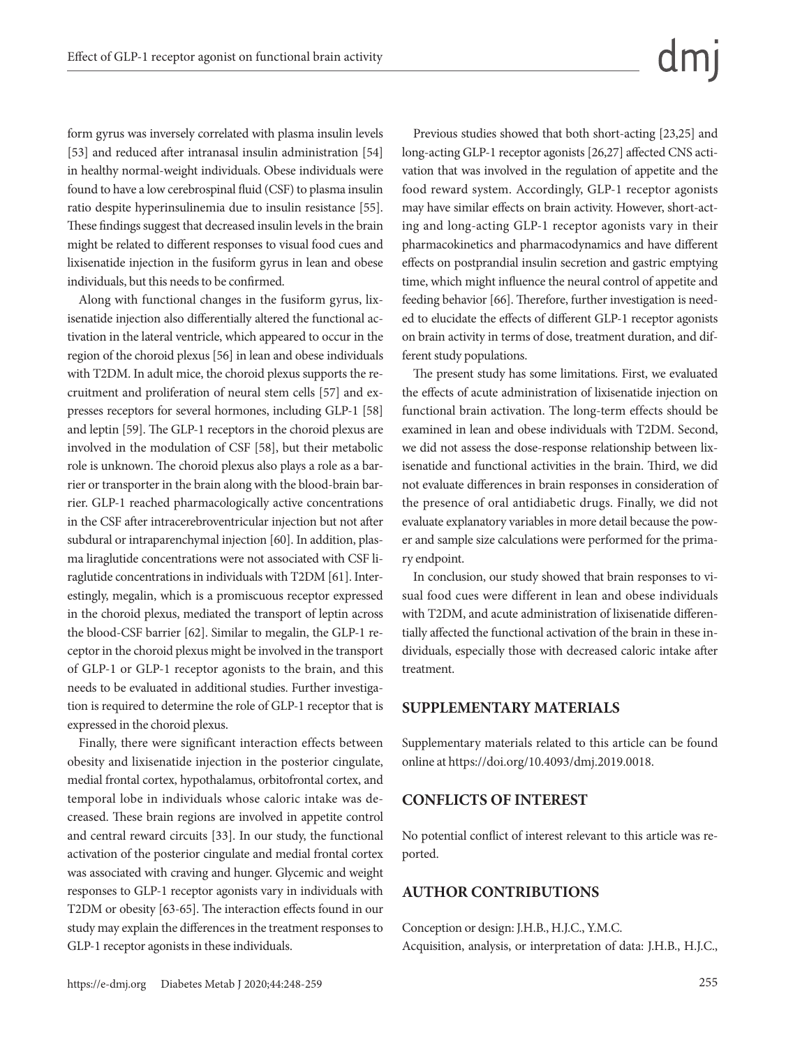form gyrus was inversely correlated with plasma insulin levels [53] and reduced after intranasal insulin administration [54] in healthy normal-weight individuals. Obese individuals were found to have a low cerebrospinal fluid (CSF) to plasma insulin ratio despite hyperinsulinemia due to insulin resistance [55]. These findings suggest that decreased insulin levels in the brain might be related to different responses to visual food cues and lixisenatide injection in the fusiform gyrus in lean and obese individuals, but this needs to be confirmed.

Along with functional changes in the fusiform gyrus, lixisenatide injection also differentially altered the functional activation in the lateral ventricle, which appeared to occur in the region of the choroid plexus [56] in lean and obese individuals with T2DM. In adult mice, the choroid plexus supports the recruitment and proliferation of neural stem cells [57] and expresses receptors for several hormones, including GLP-1 [58] and leptin [59]. The GLP-1 receptors in the choroid plexus are involved in the modulation of CSF [58], but their metabolic role is unknown. The choroid plexus also plays a role as a barrier or transporter in the brain along with the blood-brain barrier. GLP-1 reached pharmacologically active concentrations in the CSF after intracerebroventricular injection but not after subdural or intraparenchymal injection [60]. In addition, plasma liraglutide concentrations were not associated with CSF liraglutide concentrations in individuals with T2DM [61]. Interestingly, megalin, which is a promiscuous receptor expressed in the choroid plexus, mediated the transport of leptin across the blood-CSF barrier [62]. Similar to megalin, the GLP-1 receptor in the choroid plexus might be involved in the transport of GLP-1 or GLP-1 receptor agonists to the brain, and this needs to be evaluated in additional studies. Further investigation is required to determine the role of GLP-1 receptor that is expressed in the choroid plexus.

Finally, there were significant interaction effects between obesity and lixisenatide injection in the posterior cingulate, medial frontal cortex, hypothalamus, orbitofrontal cortex, and temporal lobe in individuals whose caloric intake was decreased. These brain regions are involved in appetite control and central reward circuits [33]. In our study, the functional activation of the posterior cingulate and medial frontal cortex was associated with craving and hunger. Glycemic and weight responses to GLP-1 receptor agonists vary in individuals with T2DM or obesity [63-65]. The interaction effects found in our study may explain the differences in the treatment responses to GLP-1 receptor agonists in these individuals.

Previous studies showed that both short-acting [23,25] and long-acting GLP-1 receptor agonists [26,27] affected CNS activation that was involved in the regulation of appetite and the food reward system. Accordingly, GLP-1 receptor agonists may have similar effects on brain activity. However, short-acting and long-acting GLP-1 receptor agonists vary in their pharmacokinetics and pharmacodynamics and have different effects on postprandial insulin secretion and gastric emptying time, which might influence the neural control of appetite and feeding behavior [66]. Therefore, further investigation is needed to elucidate the effects of different GLP-1 receptor agonists on brain activity in terms of dose, treatment duration, and different study populations.

The present study has some limitations. First, we evaluated the effects of acute administration of lixisenatide injection on functional brain activation. The long-term effects should be examined in lean and obese individuals with T2DM. Second, we did not assess the dose-response relationship between lixisenatide and functional activities in the brain. Third, we did not evaluate differences in brain responses in consideration of the presence of oral antidiabetic drugs. Finally, we did not evaluate explanatory variables in more detail because the power and sample size calculations were performed for the primary endpoint.

In conclusion, our study showed that brain responses to visual food cues were different in lean and obese individuals with T2DM, and acute administration of lixisenatide differentially affected the functional activation of the brain in these individuals, especially those with decreased caloric intake after treatment.

## SUPPLEMENTARY MATERIALS

Supplementary materials related to this article can be found online at https://doi.org/10.4093/dmj.2019.0018.

## CONFLICTS OF INTEREST

No potential conflict of interest relevant to this article was reported.

## AUTHOR CONTRIBUTIONS

Conception or design: J.H.B., H.J.C., Y.M.C.
Acquisition, analysis, or interpretation of data: J.H.B., H.J.C.,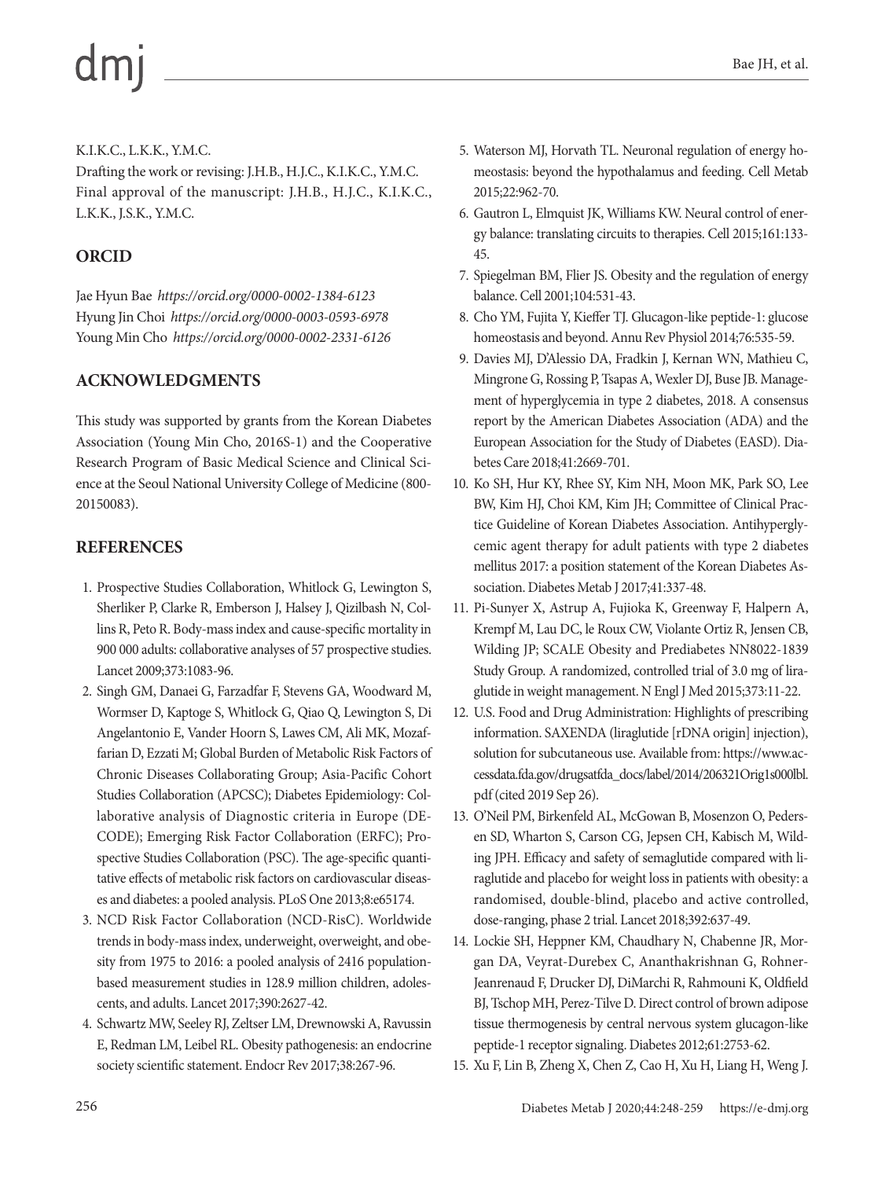K.I.K.C., L.K.K., Y.M.C.

Drafting the work or revising: J.H.B., H.J.C., K.I.K.C., Y.M.C.

Final approval of the manuscript: J.H.B., H.J.C., K.I.K.C., L.K.K., J.S.K., Y.M.C.

## ORCID

Jae Hyun Bae *https://orcid.org/0000-0002-1384-6123*
Hyung Jin Choi *https://orcid.org/0000-0003-0593-6978*
Young Min Cho *https://orcid.org/0000-0002-2331-6126*

## ACKNOWLEDGMENTS

This study was supported by grants from the Korean Diabetes Association (Young Min Cho, 2016S-1) and the Cooperative Research Program of Basic Medical Science and Clinical Science at the Seoul National University College of Medicine (800-20150083).

## REFERENCES

1. Prospective Studies Collaboration, Whitlock G, Lewington S, Sherliker P, Clarke R, Emberson J, Halsey J, Qizilbash N, Collins R, Peto R. Body-mass index and cause-specific mortality in 900 000 adults: collaborative analyses of 57 prospective studies. Lancet 2009;373:1083-96.
2. Singh GM, Danaei G, Farzadfar F, Stevens GA, Woodward M, Wormser D, Kaptoge S, Whitlock G, Qiao Q, Lewington S, Di Angelantonio E, Vander Hoorn S, Lawes CM, Ali MK, Mozaffarian D, Ezzati M; Global Burden of Metabolic Risk Factors of Chronic Diseases Collaborating Group; Asia-Pacific Cohort Studies Collaboration (APCSC); Diabetes Epidemiology: Collaborative analysis of Diagnostic criteria in Europe (DECODE); Emerging Risk Factor Collaboration (ERFC); Prospective Studies Collaboration (PSC). The age-specific quantitative effects of metabolic risk factors on cardiovascular diseases and diabetes: a pooled analysis. PLoS One 2013;8:e65174.
3. NCD Risk Factor Collaboration (NCD-RisC). Worldwide trends in body-mass index, underweight, overweight, and obesity from 1975 to 2016: a pooled analysis of 2416 population-based measurement studies in 128.9 million children, adolescents, and adults. Lancet 2017;390:2627-42.
4. Schwartz MW, Seeley RJ, Zeltser LM, Drewnowski A, Ravussin E, Redman LM, Leibel RL. Obesity pathogenesis: an endocrine society scientific statement. Endocr Rev 2017;38:267-96.
5. Waterson MJ, Horvath TL. Neuronal regulation of energy homeostasis: beyond the hypothalamus and feeding. Cell Metab 2015;22:962-70.
6. Gautron L, Elmquist JK, Williams KW. Neural control of energy balance: translating circuits to therapies. Cell 2015;161:133-45.
7. Spiegelman BM, Flier JS. Obesity and the regulation of energy balance. Cell 2001;104:531-43.
8. Cho YM, Fujita Y, Kieffer TJ. Glucagon-like peptide-1: glucose homeostasis and beyond. Annu Rev Physiol 2014;76:535-59.
9. Davies MJ, D'Alessio DA, Fradkin J, Kernan WN, Mathieu C, Mingrone G, Rossing P, Tsapas A, Wexler DJ, Buse JB. Management of hyperglycemia in type 2 diabetes, 2018. A consensus report by the American Diabetes Association (ADA) and the European Association for the Study of Diabetes (EASD). Diabetes Care 2018;41:2669-701.
10. Ko SH, Hur KY, Rhee SY, Kim NH, Moon MK, Park SO, Lee BW, Kim HJ, Choi KM, Kim JH; Committee of Clinical Practice Guideline of Korean Diabetes Association. Antihyperglycemic agent therapy for adult patients with type 2 diabetes mellitus 2017: a position statement of the Korean Diabetes Association. Diabetes Metab J 2017;41:337-48.
11. Pi-Sunyer X, Astrup A, Fujioka K, Greenway F, Halpern A, Krempf M, Lau DC, le Roux CW, Violante Ortiz R, Jensen CB, Wilding JP; SCALE Obesity and Prediabetes NN8022-1839 Study Group. A randomized, controlled trial of 3.0 mg of liraglutide in weight management. N Engl J Med 2015;373:11-22.
12. U.S. Food and Drug Administration: Highlights of prescribing information. SAXENDA (liraglutide [rDNA origin] injection), solution for subcutaneous use. Available from: https://www.accessdata.fda.gov/drugsatfda_docs/label/2014/206321Orig1s000lbl.pdf (cited 2019 Sep 26).
13. O'Neil PM, Birkenfeld AL, McGowan B, Mosenzon O, Pedersen SD, Wharton S, Carson CG, Jepsen CH, Kabisch M, Wilding JPH. Efficacy and safety of semaglutide compared with liraglutide and placebo for weight loss in patients with obesity: a randomised, double-blind, placebo and active controlled, dose-ranging, phase 2 trial. Lancet 2018;392:637-49.
14. Lockie SH, Heppner KM, Chaudhary N, Chabenne JR, Morgan DA, Veyrat-Durebex C, Ananthakrishnan G, Rohner-Jeanrenaud F, Drucker DJ, DiMarchi R, Rahmouni K, Oldfield BJ, Tschop MH, Perez-Tilve D. Direct control of brown adipose tissue thermogenesis by central nervous system glucagon-like peptide-1 receptor signaling. Diabetes 2012;61:2753-62.
15. Xu F, Lin B, Zheng X, Chen Z, Cao H, Xu H, Liang H, Weng J.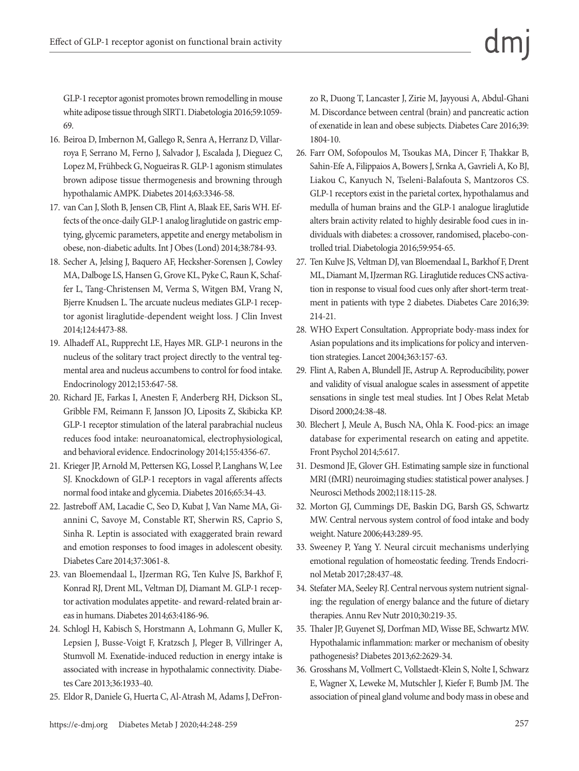GLP-1 receptor agonist promotes brown remodelling in mouse white adipose tissue through SIRT1. Diabetologia 2016;59:1059-69.

16. Beiroa D, Imbernon M, Gallego R, Senra A, Herranz D, Villarroya F, Serrano M, Ferno J, Salvador J, Escalada J, Dieguez C, Lopez M, Frühbeck G, Nogueiras R. GLP-1 agonism stimulates brown adipose tissue thermogenesis and browning through hypothalamic AMPK. Diabetes 2014;63:3346-58.
17. van Can J, Sloth B, Jensen CB, Flint A, Blaak EE, Saris WH. Effects of the once-daily GLP-1 analog liraglutide on gastric emptying, glycemic parameters, appetite and energy metabolism in obese, non-diabetic adults. Int J Obes (Lond) 2014;38:784-93.
18. Secher A, Jelsing J, Baquero AF, Hecksher-Sorensen J, Cowley MA, Dalboge LS, Hansen G, Grove KL, Pyke C, Raun K, Schaffer L, Tang-Christensen M, Verma S, Witgen BM, Vrang N, Bjerre Knudsen L. The arcuate nucleus mediates GLP-1 receptor agonist liraglutide-dependent weight loss. J Clin Invest 2014;124:4473-88.
19. Alhadeff AL, Rupprecht LE, Hayes MR. GLP-1 neurons in the nucleus of the solitary tract project directly to the ventral tegmental area and nucleus accumbens to control for food intake. Endocrinology 2012;153:647-58.
20. Richard JE, Farkas I, Anesten F, Anderberg RH, Dickson SL, Gribble FM, Reimann F, Jansson JO, Liposits Z, Skibicka KP. GLP-1 receptor stimulation of the lateral parabrachial nucleus reduces food intake: neuroanatomical, electrophysiological, and behavioral evidence. Endocrinology 2014;155:4356-67.
21. Krieger JP, Arnold M, Pettersen KG, Lossel P, Langhans W, Lee SJ. Knockdown of GLP-1 receptors in vagal afferents affects normal food intake and glycemia. Diabetes 2016;65:34-43.
22. Jastreboff AM, Lacadie C, Seo D, Kubat J, Van Name MA, Giannini C, Savoye M, Constable RT, Sherwin RS, Caprio S, Sinha R. Leptin is associated with exaggerated brain reward and emotion responses to food images in adolescent obesity. Diabetes Care 2014;37:3061-8.
23. van Bloemendaal L, IJzerman RG, Ten Kulve JS, Barkhof F, Konrad RJ, Drent ML, Veltman DJ, Diamant M. GLP-1 receptor activation modulates appetite- and reward-related brain areas in humans. Diabetes 2014;63:4186-96.
24. Schlogl H, Kabisch S, Horstmann A, Lohmann G, Muller K, Lepsien J, Busse-Voigt F, Kratzsch J, Pleger B, Villringer A, Stumvoll M. Exenatide-induced reduction in energy intake is associated with increase in hypothalamic connectivity. Diabetes Care 2013;36:1933-40.
25. Eldor R, Daniele G, Huerta C, Al-Atrash M, Adams J, DeFronzo R, Duong T, Lancaster J, Zirie M, Jayyousi A, Abdul-Ghani M. Discordance between central (brain) and pancreatic action of exenatide in lean and obese subjects. Diabetes Care 2016;39:1804-10.
26. Farr OM, Sofopoulos M, Tsoukas MA, Dincer F, Thakkar B, Sahin-Efe A, Filippaios A, Bowers J, Srnka A, Gavrieli A, Ko BJ, Liakou C, Kanyuch N, Tseleni-Balafouta S, Mantzoros CS. GLP-1 receptors exist in the parietal cortex, hypothalamus and medulla of human brains and the GLP-1 analogue liraglutide alters brain activity related to highly desirable food cues in individuals with diabetes: a crossover, randomised, placebo-controlled trial. Diabetologia 2016;59:954-65.
27. Ten Kulve JS, Veltman DJ, van Bloemendaal L, Barkhof F, Drent ML, Diamant M, IJzerman RG. Liraglutide reduces CNS activation in response to visual food cues only after short-term treatment in patients with type 2 diabetes. Diabetes Care 2016;39:214-21.
28. WHO Expert Consultation. Appropriate body-mass index for Asian populations and its implications for policy and intervention strategies. Lancet 2004;363:157-63.
29. Flint A, Raben A, Blundell JE, Astrup A. Reproducibility, power and validity of visual analogue scales in assessment of appetite sensations in single test meal studies. Int J Obes Relat Metab Disord 2000;24:38-48.
30. Blechert J, Meule A, Busch NA, Ohla K. Food-pics: an image database for experimental research on eating and appetite. Front Psychol 2014;5:617.
31. Desmond JE, Glover GH. Estimating sample size in functional MRI (fMRI) neuroimaging studies: statistical power analyses. J Neurosci Methods 2002;118:115-28.
32. Morton GJ, Cummings DE, Baskin DG, Barsh GS, Schwartz MW. Central nervous system control of food intake and body weight. Nature 2006;443:289-95.
33. Sweeney P, Yang Y. Neural circuit mechanisms underlying emotional regulation of homeostatic feeding. Trends Endocrinol Metab 2017;28:437-48.
34. Stefater MA, Seeley RJ. Central nervous system nutrient signaling: the regulation of energy balance and the future of dietary therapies. Annu Rev Nutr 2010;30:219-35.
35. Thaler JP, Guyenet SJ, Dorfman MD, Wisse BE, Schwartz MW. Hypothalamic inflammation: marker or mechanism of obesity pathogenesis? Diabetes 2013;62:2629-34.
36. Grosshans M, Vollmert C, Vollstaedt-Klein S, Nolte I, Schwarz E, Wagner X, Leweke M, Mutschler J, Kiefer F, Bumb JM. The association of pineal gland volume and body mass in obese and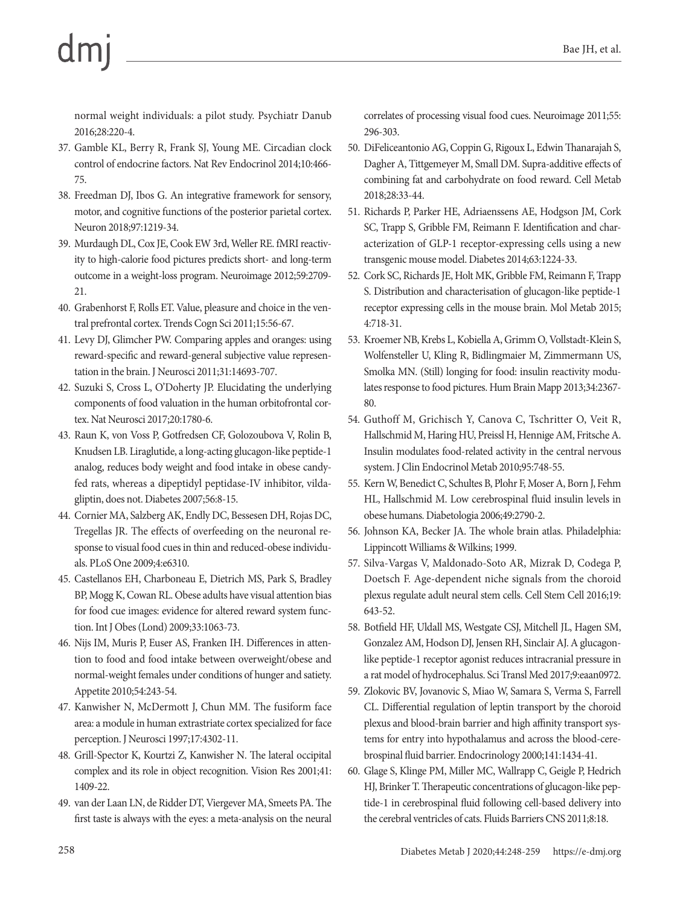normal weight individuals: a pilot study. Psychiatr Danub 2016;28:220-4.

37. Gamble KL, Berry R, Frank SJ, Young ME. Circadian clock control of endocrine factors. Nat Rev Endocrinol 2014;10:466-75.
38. Freedman DJ, Ibos G. An integrative framework for sensory, motor, and cognitive functions of the posterior parietal cortex. Neuron 2018;97:1219-34.
39. Murdaugh DL, Cox JE, Cook EW 3rd, Weller RE. fMRI reactivity to high-calorie food pictures predicts short- and long-term outcome in a weight-loss program. Neuroimage 2012;59:2709-21.
40. Grabenhorst F, Rolls ET. Value, pleasure and choice in the ventral prefrontal cortex. Trends Cogn Sci 2011;15:56-67.
41. Levy DJ, Glimcher PW. Comparing apples and oranges: using reward-specific and reward-general subjective value representation in the brain. J Neurosci 2011;31:14693-707.
42. Suzuki S, Cross L, O'Doherty JP. Elucidating the underlying components of food valuation in the human orbitofrontal cortex. Nat Neurosci 2017;20:1780-6.
43. Raun K, von Voss P, Gotfredsen CF, Golozoubova V, Rolin B, Knudsen LB. Liraglutide, a long-acting glucagon-like peptide-1 analog, reduces body weight and food intake in obese candy-fed rats, whereas a dipeptidyl peptidase-IV inhibitor, vildagliptin, does not. Diabetes 2007;56:8-15.
44. Cornier MA, Salzberg AK, Endly DC, Bessesen DH, Rojas DC, Tregellas JR. The effects of overfeeding on the neuronal response to visual food cues in thin and reduced-obese individuals. PLoS One 2009;4:e6310.
45. Castellanos EH, Charboneau E, Dietrich MS, Park S, Bradley BP, Mogg K, Cowan RL. Obese adults have visual attention bias for food cue images: evidence for altered reward system function. Int J Obes (Lond) 2009;33:1063-73.
46. Nijs IM, Muris P, Euser AS, Franken IH. Differences in attention to food and food intake between overweight/obese and normal-weight females under conditions of hunger and satiety. Appetite 2010;54:243-54.
47. Kanwisher N, McDermott J, Chun MM. The fusiform face area: a module in human extrastriate cortex specialized for face perception. J Neurosci 1997;17:4302-11.
48. Grill-Spector K, Kourtzi Z, Kanwisher N. The lateral occipital complex and its role in object recognition. Vision Res 2001;41:1409-22.
49. van der Laan LN, de Ridder DT, Viergever MA, Smeets PA. The first taste is always with the eyes: a meta-analysis on the neural correlates of processing visual food cues. Neuroimage 2011;55:296-303.
50. DiFeliceantonio AG, Coppin G, Rigoux L, Edwin Thanarajah S, Dagher A, Tittgemeyer M, Small DM. Supra-additive effects of combining fat and carbohydrate on food reward. Cell Metab 2018;28:33-44.
51. Richards P, Parker HE, Adriaenssens AE, Hodgson JM, Cork SC, Trapp S, Gribble FM, Reimann F. Identification and characterization of GLP-1 receptor-expressing cells using a new transgenic mouse model. Diabetes 2014;63:1224-33.
52. Cork SC, Richards JE, Holt MK, Gribble FM, Reimann F, Trapp S. Distribution and characterisation of glucagon-like peptide-1 receptor expressing cells in the mouse brain. Mol Metab 2015;4:718-31.
53. Kroemer NB, Krebs L, Kobiella A, Grimm O, Vollstadt-Klein S, Wolfensteller U, Kling R, Bidlingmaier M, Zimmermann US, Smolka MN. (Still) longing for food: insulin reactivity modulates response to food pictures. Hum Brain Mapp 2013;34:2367-80.
54. Guthoff M, Grichisch Y, Canova C, Tschritter O, Veit R, Hallschmid M, Haring HU, Preissl H, Hennige AM, Fritsche A. Insulin modulates food-related activity in the central nervous system. J Clin Endocrinol Metab 2010;95:748-55.
55. Kern W, Benedict C, Schultes B, Plohr F, Moser A, Born J, Fehm HL, Hallschmid M. Low cerebrospinal fluid insulin levels in obese humans. Diabetologia 2006;49:2790-2.
56. Johnson KA, Becker JA. The whole brain atlas. Philadelphia: Lippincott Williams & Wilkins; 1999.
57. Silva-Vargas V, Maldonado-Soto AR, Mizrak D, Codega P, Doetsch F. Age-dependent niche signals from the choroid plexus regulate adult neural stem cells. Cell Stem Cell 2016;19:643-52.
58. Botfield HF, Uldall MS, Westgate CSJ, Mitchell JL, Hagen SM, Gonzalez AM, Hodson DJ, Jensen RH, Sinclair AJ. A glucagon-like peptide-1 receptor agonist reduces intracranial pressure in a rat model of hydrocephalus. Sci Transl Med 2017;9:eaan0972.
59. Zlokovic BV, Jovanovic S, Miao W, Samara S, Verma S, Farrell CL. Differential regulation of leptin transport by the choroid plexus and blood-brain barrier and high affinity transport systems for entry into hypothalamus and across the blood-cerebrospinal fluid barrier. Endocrinology 2000;141:1434-41.
60. Glage S, Klinge PM, Miller MC, Wallrapp C, Geigle P, Hedrich HJ, Brinker T. Therapeutic concentrations of glucagon-like peptide-1 in cerebrospinal fluid following cell-based delivery into the cerebral ventricles of cats. Fluids Barriers CNS 2011;8:18.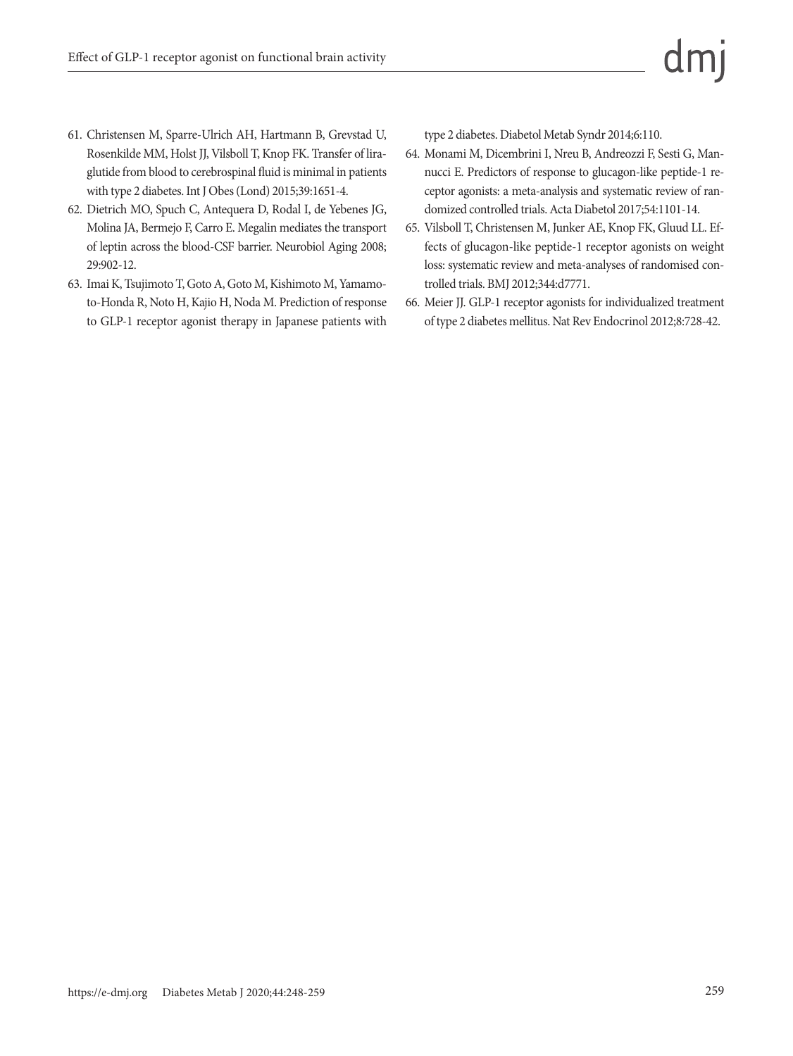61. Christensen M, Sparre-Ulrich AH, Hartmann B, Grevstad U, Rosenkilde MM, Holst JJ, Vilsboll T, Knop FK. Transfer of liraglutide from blood to cerebrospinal fluid is minimal in patients with type 2 diabetes. Int J Obes (Lond) 2015;39:1651-4.
62. Dietrich MO, Spuch C, Antequera D, Rodal I, de Yebenes JG, Molina JA, Bermejo F, Carro E. Megalin mediates the transport of leptin across the blood-CSF barrier. Neurobiol Aging 2008; 29:902-12.
63. Imai K, Tsujimoto T, Goto A, Goto M, Kishimoto M, Yamamoto-Honda R, Noto H, Kajio H, Noda M. Prediction of response to GLP-1 receptor agonist therapy in Japanese patients with type 2 diabetes. Diabetol Metab Syndr 2014;6:110.
64. Monami M, Dicembrini I, Nreu B, Andreozzi F, Sesti G, Mannucci E. Predictors of response to glucagon-like peptide-1 receptor agonists: a meta-analysis and systematic review of randomized controlled trials. Acta Diabetol 2017;54:1101-14.
65. Vilsboll T, Christensen M, Junker AE, Knop FK, Gluud LL. Effects of glucagon-like peptide-1 receptor agonists on weight loss: systematic review and meta-analyses of randomised controlled trials. BMJ 2012;344:d7771.
66. Meier JJ. GLP-1 receptor agonists for individualized treatment of type 2 diabetes mellitus. Nat Rev Endocrinol 2012;8:728-42.